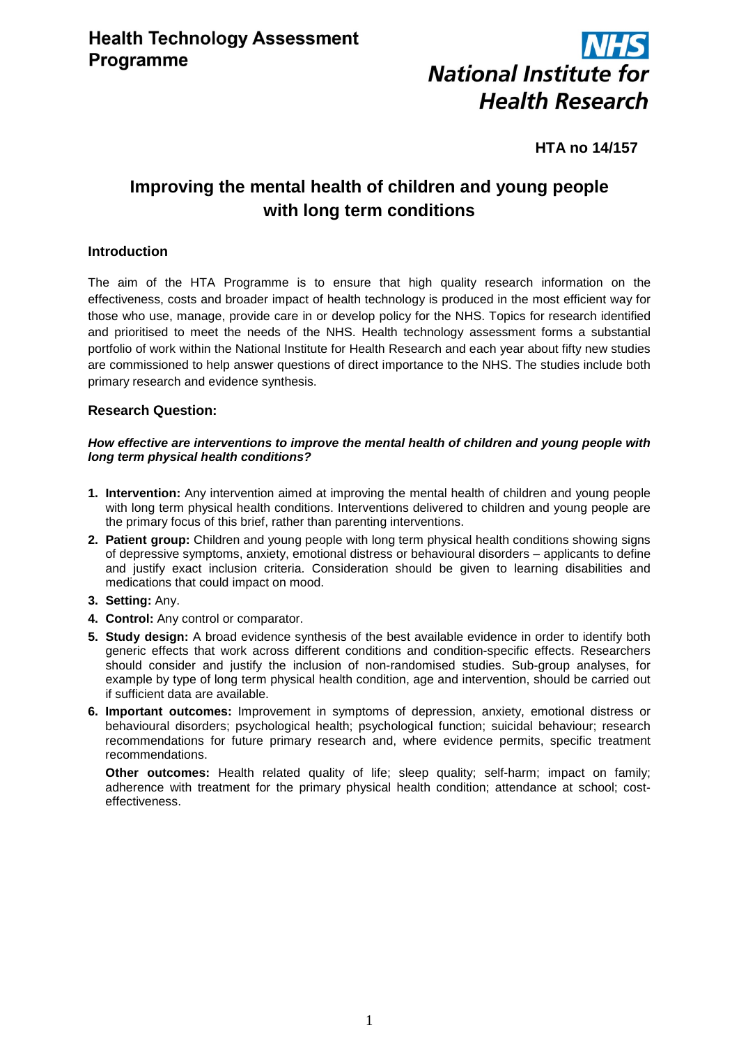**Health Technology Assessment Programme**

**National Institute for Health Research**

**HTA no 14/157**

# Improving the mental health of children and young people with long term conditions

## Introduction

The aim of the HTA Programme is to ensure that high quality research information on the effectiveness, costs and broader impact of health technology is produced in the most efficient way for those who use, manage, provide care in or develop policy for the NHS. Topics for research identified and prioritised to meet the needs of the NHS. Health technology assessment forms a substantial portfolio of work within the National Institute for Health Research and each year about fifty new studies are commissioned to help answer questions of direct importance to the NHS. The studies include both primary research and evidence synthesis.

## Research Question:

***How effective are interventions to improve the mental health of children and young people with long term physical health conditions?***

1. **Intervention:** Any intervention aimed at improving the mental health of children and young people with long term physical health conditions. Interventions delivered to children and young people are the primary focus of this brief, rather than parenting interventions.
2. **Patient group:** Children and young people with long term physical health conditions showing signs of depressive symptoms, anxiety, emotional distress or behavioural disorders – applicants to define and justify exact inclusion criteria. Consideration should be given to learning disabilities and medications that could impact on mood.
3. **Setting:** Any.
4. **Control:** Any control or comparator.
5. **Study design:** A broad evidence synthesis of the best available evidence in order to identify both generic effects that work across different conditions and condition-specific effects. Researchers should consider and justify the inclusion of non-randomised studies. Sub-group analyses, for example by type of long term physical health condition, age and intervention, should be carried out if sufficient data are available.
6. **Important outcomes:** Improvement in symptoms of depression, anxiety, emotional distress or behavioural disorders; psychological health; psychological function; suicidal behaviour; research recommendations for future primary research and, where evidence permits, specific treatment recommendations.

   **Other outcomes:** Health related quality of life; sleep quality; self-harm; impact on family; adherence with treatment for the primary physical health condition; attendance at school; cost-effectiveness.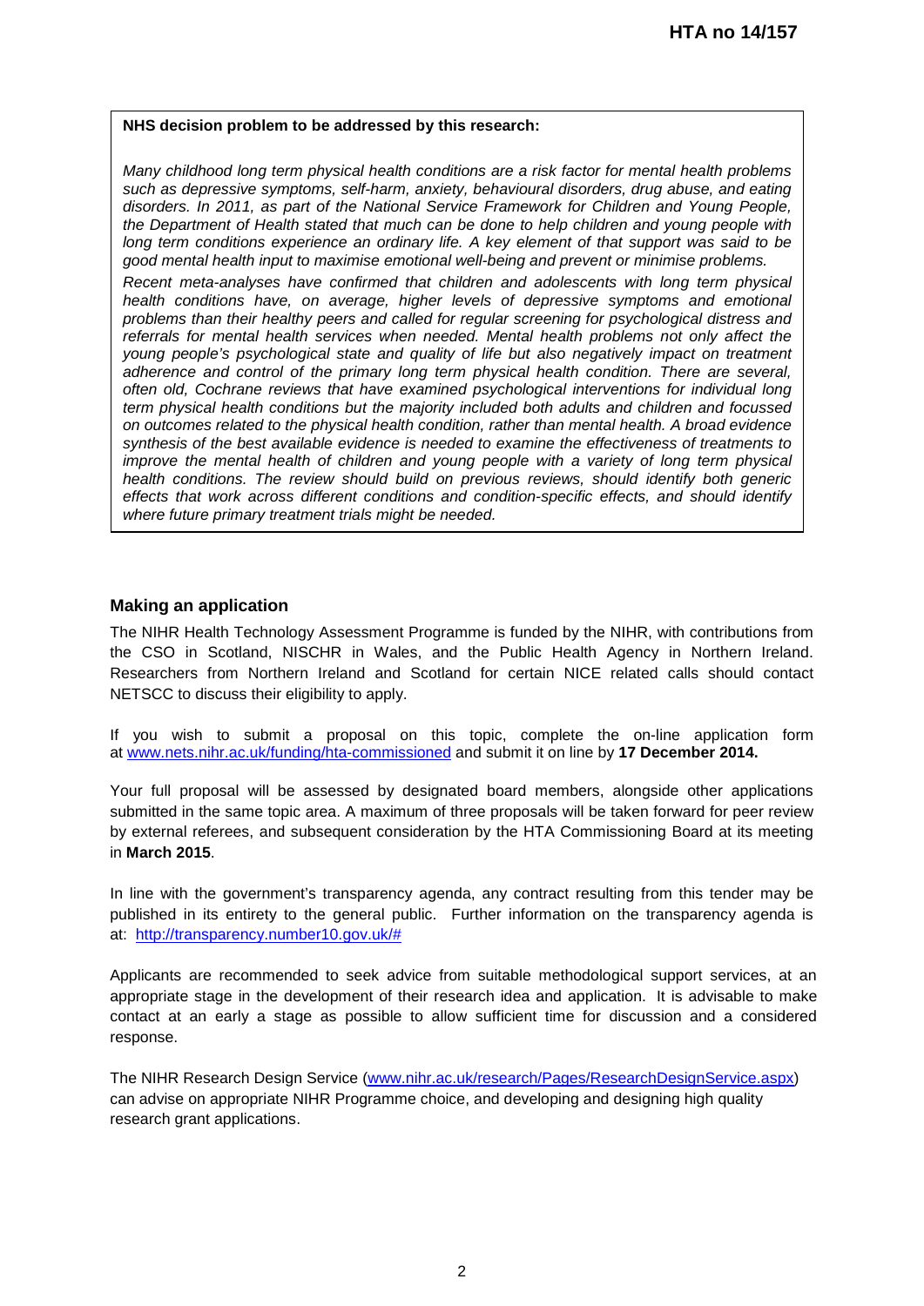**NHS decision problem to be addressed by this research:**

*Many childhood long term physical health conditions are a risk factor for mental health problems such as depressive symptoms, self-harm, anxiety, behavioural disorders, drug abuse, and eating disorders. In 2011, as part of the National Service Framework for Children and Young People, the Department of Health stated that much can be done to help children and young people with long term conditions experience an ordinary life. A key element of that support was said to be good mental health input to maximise emotional well-being and prevent or minimise problems.*

*Recent meta-analyses have confirmed that children and adolescents with long term physical health conditions have, on average, higher levels of depressive symptoms and emotional problems than their healthy peers and called for regular screening for psychological distress and referrals for mental health services when needed. Mental health problems not only affect the young people's psychological state and quality of life but also negatively impact on treatment adherence and control of the primary long term physical health condition. There are several, often old, Cochrane reviews that have examined psychological interventions for individual long term physical health conditions but the majority included both adults and children and focussed on outcomes related to the physical health condition, rather than mental health. A broad evidence synthesis of the best available evidence is needed to examine the effectiveness of treatments to improve the mental health of children and young people with a variety of long term physical health conditions. The review should build on previous reviews, should identify both generic effects that work across different conditions and condition-specific effects, and should identify where future primary treatment trials might be needed.*

### Making an application

The NIHR Health Technology Assessment Programme is funded by the NIHR, with contributions from the CSO in Scotland, NISCHR in Wales, and the Public Health Agency in Northern Ireland. Researchers from Northern Ireland and Scotland for certain NICE related calls should contact NETSCC to discuss their eligibility to apply.

If you wish to submit a proposal on this topic, complete the on-line application form at [www.nets.nihr.ac.uk/funding/hta-commissioned](www.nets.nihr.ac.uk/funding/hta-commissioned) and submit it on line by **17 December 2014.**

Your full proposal will be assessed by designated board members, alongside other applications submitted in the same topic area. A maximum of three proposals will be taken forward for peer review by external referees, and subsequent consideration by the HTA Commissioning Board at its meeting in **March 2015**.

In line with the government's transparency agenda, any contract resulting from this tender may be published in its entirety to the general public. Further information on the transparency agenda is at: [http://transparency.number10.gov.uk/#](http://transparency.number10.gov.uk/#)

Applicants are recommended to seek advice from suitable methodological support services, at an appropriate stage in the development of their research idea and application. It is advisable to make contact at an early a stage as possible to allow sufficient time for discussion and a considered response.

The NIHR Research Design Service ([www.nihr.ac.uk/research/Pages/ResearchDesignService.aspx](www.nihr.ac.uk/research/Pages/ResearchDesignService.aspx)) can advise on appropriate NIHR Programme choice, and developing and designing high quality research grant applications.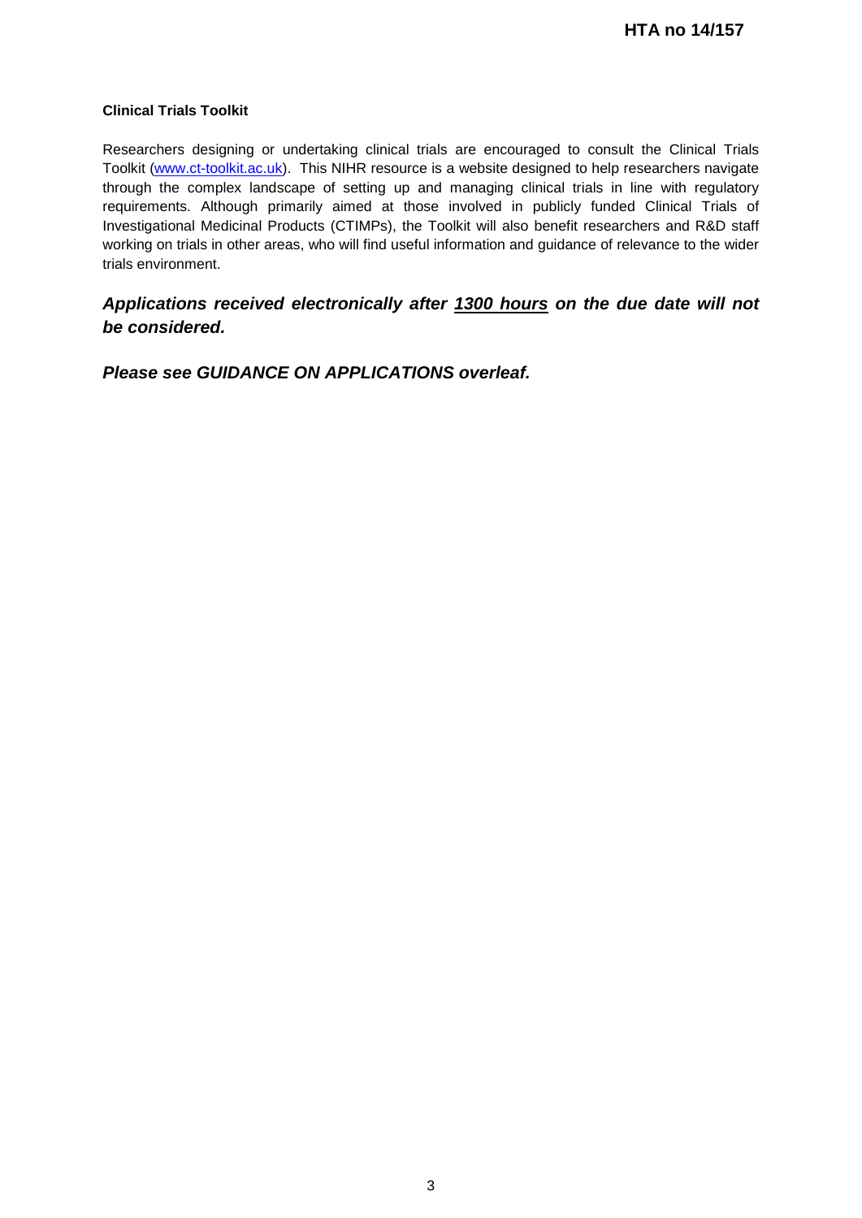### Clinical Trials Toolkit

Researchers designing or undertaking clinical trials are encouraged to consult the Clinical Trials Toolkit ([www.ct-toolkit.ac.uk](www.ct-toolkit.ac.uk)). This NIHR resource is a website designed to help researchers navigate through the complex landscape of setting up and managing clinical trials in line with regulatory requirements. Although primarily aimed at those involved in publicly funded Clinical Trials of Investigational Medicinal Products (CTIMPs), the Toolkit will also benefit researchers and R&D staff working on trials in other areas, who will find useful information and guidance of relevance to the wider trials environment.

***Applications received electronically after 1300 hours on the due date will not be considered.***

***Please see GUIDANCE ON APPLICATIONS overleaf.***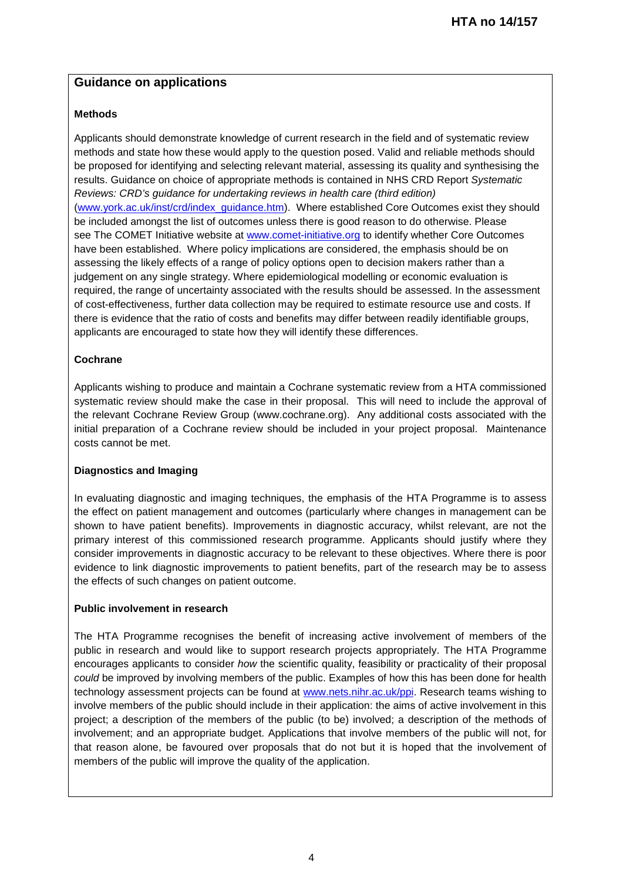## Guidance on applications

### Methods

Applicants should demonstrate knowledge of current research in the field and of systematic review methods and state how these would apply to the question posed. Valid and reliable methods should be proposed for identifying and selecting relevant material, assessing its quality and synthesising the results. Guidance on choice of appropriate methods is contained in NHS CRD Report *Systematic Reviews: CRD's guidance for undertaking reviews in health care (third edition)* (www.york.ac.uk/inst/crd/index_guidance.htm). Where established Core Outcomes exist they should be included amongst the list of outcomes unless there is good reason to do otherwise. Please see The COMET Initiative website at www.comet-initiative.org to identify whether Core Outcomes have been established. Where policy implications are considered, the emphasis should be on assessing the likely effects of a range of policy options open to decision makers rather than a judgement on any single strategy. Where epidemiological modelling or economic evaluation is required, the range of uncertainty associated with the results should be assessed. In the assessment of cost-effectiveness, further data collection may be required to estimate resource use and costs. If there is evidence that the ratio of costs and benefits may differ between readily identifiable groups, applicants are encouraged to state how they will identify these differences.

### Cochrane

Applicants wishing to produce and maintain a Cochrane systematic review from a HTA commissioned systematic review should make the case in their proposal. This will need to include the approval of the relevant Cochrane Review Group (www.cochrane.org). Any additional costs associated with the initial preparation of a Cochrane review should be included in your project proposal. Maintenance costs cannot be met.

### Diagnostics and Imaging

In evaluating diagnostic and imaging techniques, the emphasis of the HTA Programme is to assess the effect on patient management and outcomes (particularly where changes in management can be shown to have patient benefits). Improvements in diagnostic accuracy, whilst relevant, are not the primary interest of this commissioned research programme. Applicants should justify where they consider improvements in diagnostic accuracy to be relevant to these objectives. Where there is poor evidence to link diagnostic improvements to patient benefits, part of the research may be to assess the effects of such changes on patient outcome.

### Public involvement in research

The HTA Programme recognises the benefit of increasing active involvement of members of the public in research and would like to support research projects appropriately. The HTA Programme encourages applicants to consider *how* the scientific quality, feasibility or practicality of their proposal *could* be improved by involving members of the public. Examples of how this has been done for health technology assessment projects can be found at www.nets.nihr.ac.uk/ppi. Research teams wishing to involve members of the public should include in their application: the aims of active involvement in this project; a description of the members of the public (to be) involved; a description of the methods of involvement; and an appropriate budget. Applications that involve members of the public will not, for that reason alone, be favoured over proposals that do not but it is hoped that the involvement of members of the public will improve the quality of the application.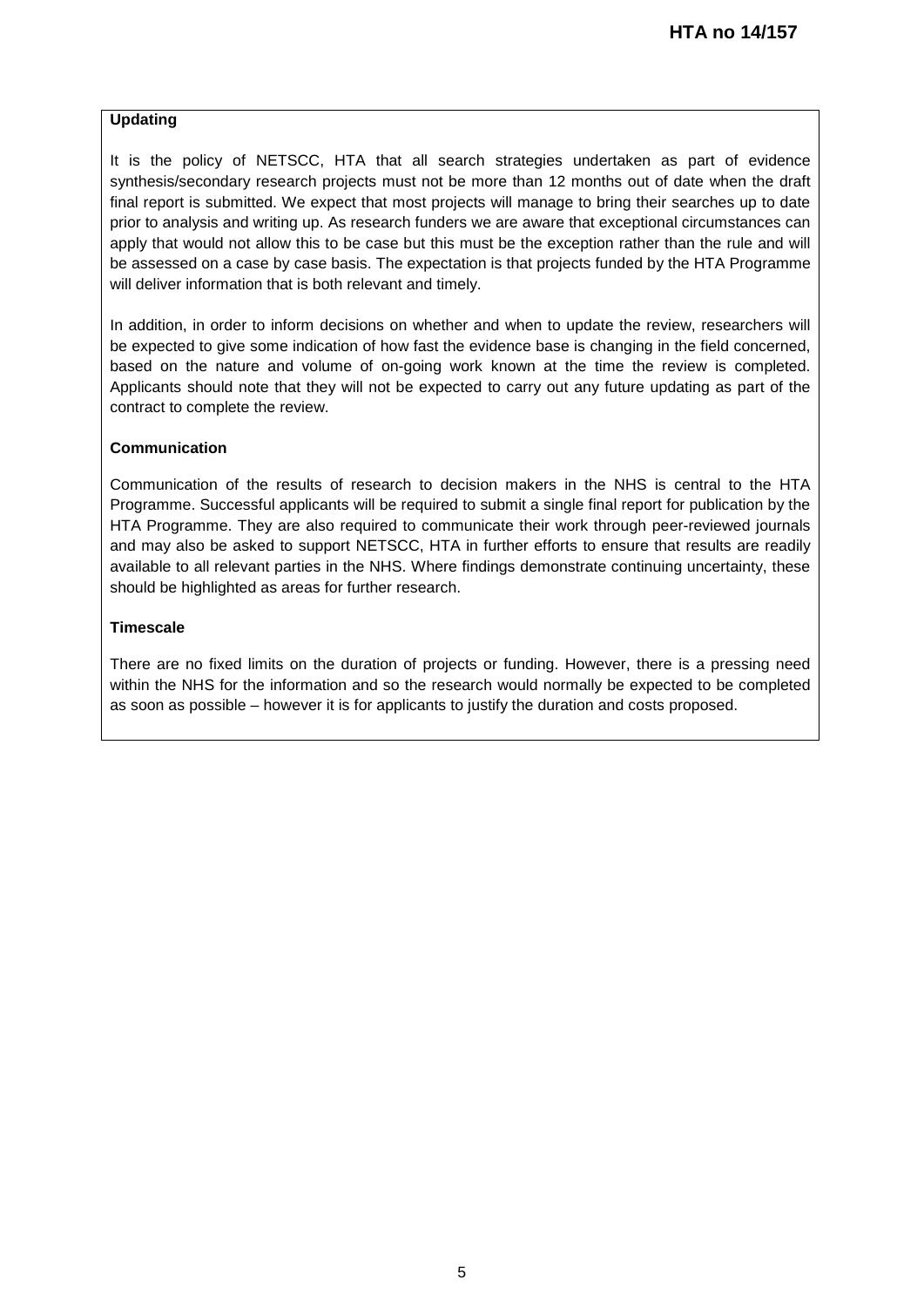**Updating**

It is the policy of NETSCC, HTA that all search strategies undertaken as part of evidence synthesis/secondary research projects must not be more than 12 months out of date when the draft final report is submitted. We expect that most projects will manage to bring their searches up to date prior to analysis and writing up. As research funders we are aware that exceptional circumstances can apply that would not allow this to be case but this must be the exception rather than the rule and will be assessed on a case by case basis. The expectation is that projects funded by the HTA Programme will deliver information that is both relevant and timely.

In addition, in order to inform decisions on whether and when to update the review, researchers will be expected to give some indication of how fast the evidence base is changing in the field concerned, based on the nature and volume of on-going work known at the time the review is completed. Applicants should note that they will not be expected to carry out any future updating as part of the contract to complete the review.

**Communication**

Communication of the results of research to decision makers in the NHS is central to the HTA Programme. Successful applicants will be required to submit a single final report for publication by the HTA Programme. They are also required to communicate their work through peer-reviewed journals and may also be asked to support NETSCC, HTA in further efforts to ensure that results are readily available to all relevant parties in the NHS. Where findings demonstrate continuing uncertainty, these should be highlighted as areas for further research.

**Timescale**

There are no fixed limits on the duration of projects or funding. However, there is a pressing need within the NHS for the information and so the research would normally be expected to be completed as soon as possible – however it is for applicants to justify the duration and costs proposed.